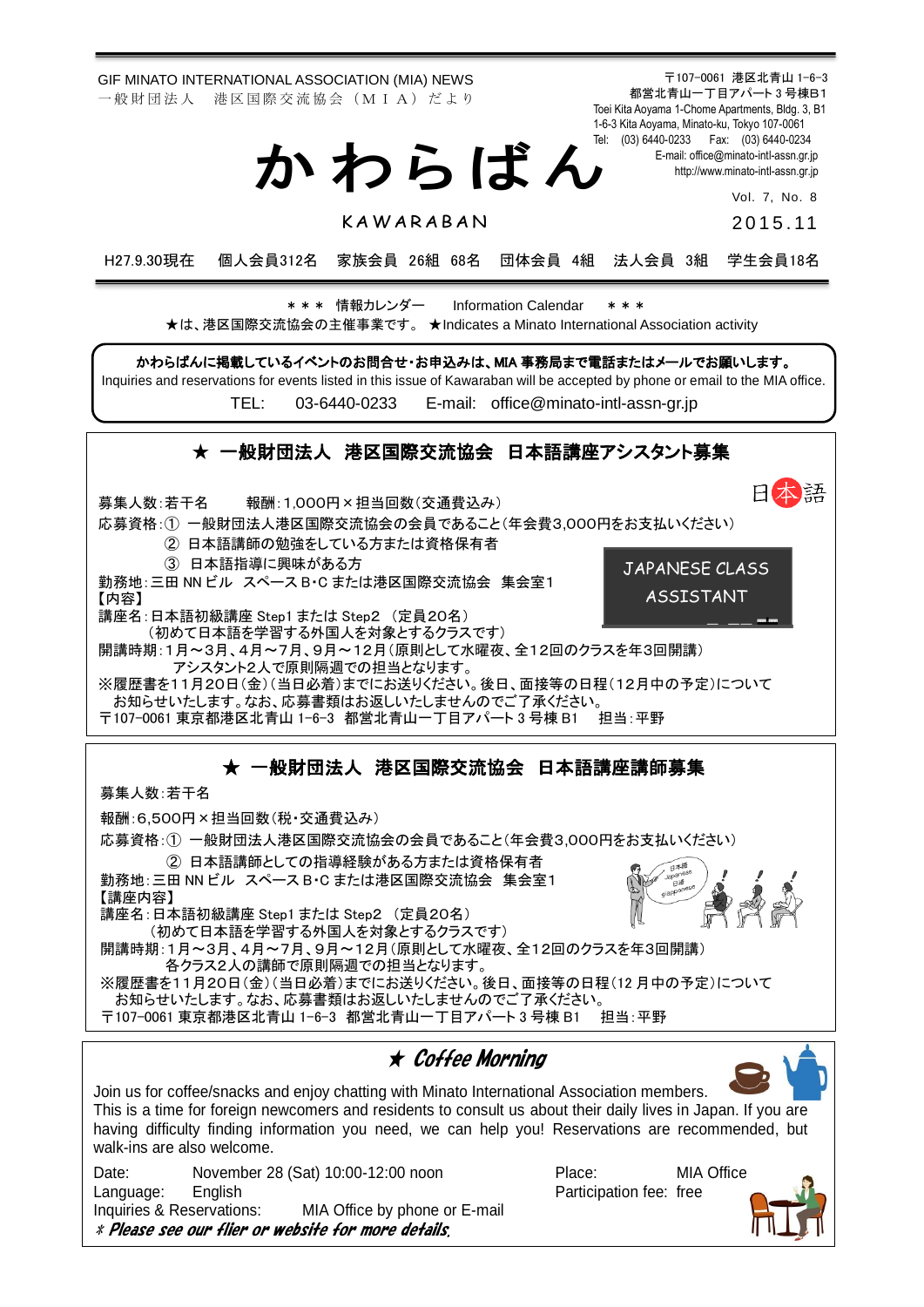GIF MINATO INTERNATIONAL ASSOCIATION (MIA) NEWS
一般財団法人　港区国際交流協会（ＭＩＡ）だより

〒107-0061　港区北青山 1-6-3
都営北青山一丁目アパート 3 号棟B1
Toei Kita Aoyama 1-Chome Apartments, Bldg. 3, B1
1-6-3 Kita Aoyama, Minato-ku, Tokyo 107-0061
Tel: (03) 6440-0233　Fax: (03) 6440-0234
E-mail: office@minato-intl-assn.gr.jp
http://www.minato-intl-assn.gr.jp

# かわらばん

KAWARABAN

Vol. 7, No. 8
2015.11

H27.9.30現在　個人会員312名　家族会員 26組 68名　団体会員 4組　法人会員 3組　学生会員18名

＊＊＊ 情報カレンダー　Information Calendar　＊＊＊
★は、港区国際交流協会の主催事業です。 ★Indicates a Minato International Association activity

**かわらばんに掲載しているイベントのお問合せ・お申込みは、MIA 事務局まで電話またはメールでお願いします。**
Inquiries and reservations for events listed in this issue of Kawaraban will be accepted by phone or email to the MIA office.
TEL: 03-6440-0233　E-mail: office@minato-intl-assn-gr.jp

## ★ 一般財団法人　港区国際交流協会　日本語講座アシスタント募集

日本語

JAPANESE CLASS ASSISTANT

募集人数：若干名　　報酬：1,000円×担当回数（交通費込み）
応募資格：① 一般財団法人港区国際交流協会の会員であること（年会費3,000円をお支払いください）
　② 日本語講師の勉強をしている方または資格保有者
　③ 日本語指導に興味がある方
勤務地：三田 NN ビル スペース B･C または港区国際交流協会　集会室1
【内容】
講座名：日本語初級講座 Step1 または Step2 （定員20名）
　（初めて日本語を学習する外国人を対象とするクラスです）
開講時期：1月～3月、4月～7月、9月～12月（原則として水曜夜、全12回のクラスを年3回開講）
　アシスタント2人で原則隔週での担当となります。
※履歴書を11月20日（金）（当日必着）までにお送りください。後日、面接等の日程（12月中の予定）について
　お知らせいたします。なお、応募書類はお返しいたしませんのでご了承ください。
〒107-0061 東京都港区北青山 1-6-3　都営北青山一丁目アパート 3 号棟 B1　担当：平野

## ★ 一般財団法人　港区国際交流協会　日本語講座講師募集

募集人数：若干名
報酬：6,500円×担当回数（税・交通費込み）
応募資格：① 一般財団法人港区国際交流協会の会員であること（年会費3,000円をお支払いください）
　② 日本語講師としての指導経験がある方または資格保有者
勤務地：三田 NN ビル スペース B･C または港区国際交流協会　集会室1
【講座内容】
講座名：日本語初級講座 Step1 または Step2 （定員20名）
　（初めて日本語を学習する外国人を対象とするクラスです）
開講時期：1月～3月、4月～7月、9月～12月（原則として水曜夜、全12回のクラスを年3回開講）
　各クラス2人の講師で原則隔週での担当となります。
※履歴書を11月20日（金）（当日必着）までにお送りください。後日、面接等の日程（12 月中の予定）について
　お知らせいたします。なお、応募書類はお返しいたしませんのでご了承ください。
〒107-0061 東京都港区北青山 1-6-3　都営北青山一丁目アパート 3 号棟 B1　担当：平野

## ★ *Coffee Morning*

Join us for coffee/snacks and enjoy chatting with Minato International Association members.
This is a time for foreign newcomers and residents to consult us about their daily lives in Japan. If you are having difficulty finding information you need, we can help you! Reservations are recommended, but walk-ins are also welcome.

Date: November 28 (Sat) 10:00-12:00 noon
Place: MIA Office
Language: English
Participation fee: free
Inquiries & Reservations: MIA Office by phone or E-mail

*＊ Please see our flier or website for more details.*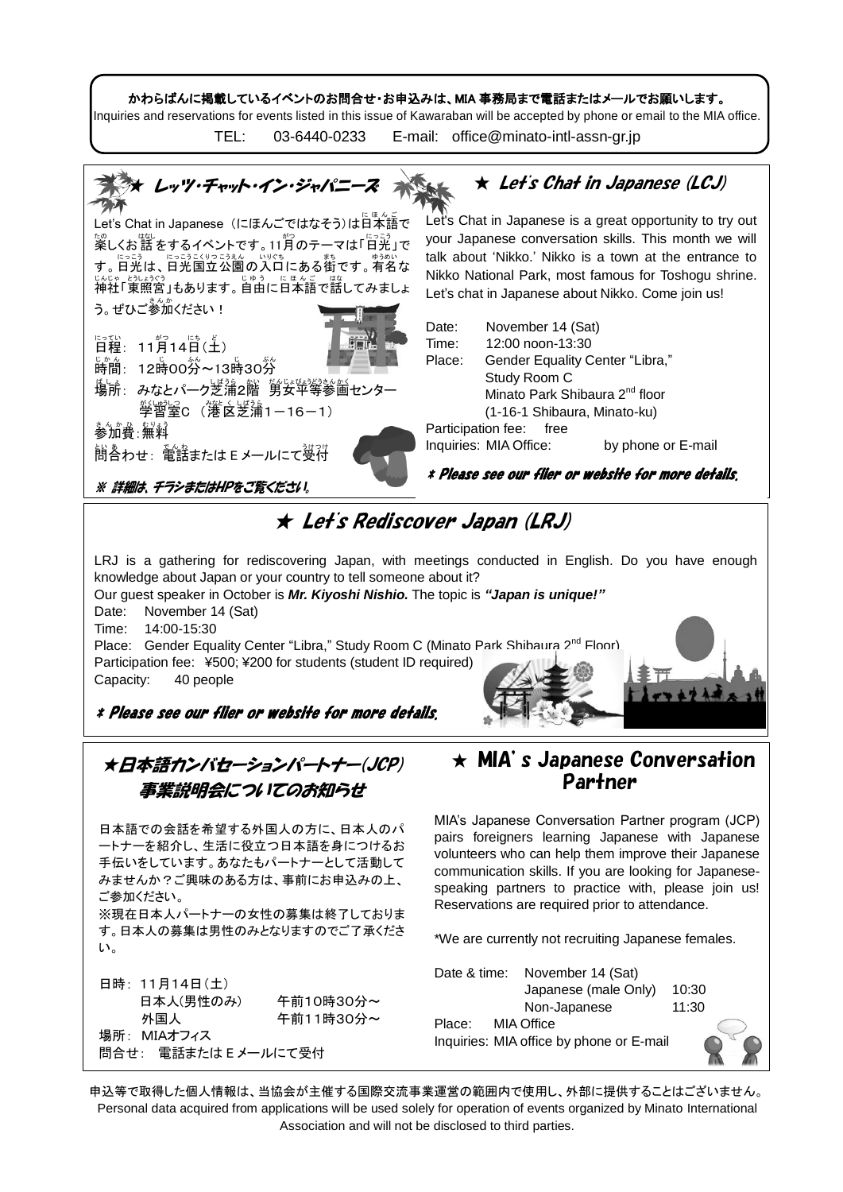かわらばんに掲載しているイベントのお問合せ・お申込みは、MIA 事務局まで電話またはメールでお願いします。
Inquiries and reservations for events listed in this issue of Kawaraban will be accepted by phone or email to the MIA office.
TEL: 03-6440-0233 E-mail: office@minato-intl-assn-gr.jp

## ★ レッツ・チャット・イン・ジャパニーズ

Let's Chat in Japanese（にほんごではなそう）は日本語で楽しくお話をするイベントです。11月のテーマは「日光」です。日光は、日光国立公園の入口にある街です。有名な神社「東照宮」もあります。自由に日本語で話してみましょう。ぜひご参加ください！

日程： 11月14日（土）
時間： 12時00分～13時30分
場所： みなとパーク芝浦2階 男女平等参画センター 学習室C （港区芝浦1－16－1）
参加費：無料
問合わせ： 電話またはＥメールにて受付

※ *詳細は、チラシまたはHPをご覧ください。*

## ★ Let's Chat in Japanese (LCJ)

Let's Chat in Japanese is a great opportunity to try out your Japanese conversation skills. This month we will talk about 'Nikko.' Nikko is a town at the entrance to Nikko National Park, most famous for Toshogu shrine. Let's chat in Japanese about Nikko. Come join us!

Date: November 14 (Sat)
Time: 12:00 noon-13:30
Place: Gender Equality Center "Libra," Study Room C
Minato Park Shibaura 2nd floor
(1-16-1 Shibaura, Minato-ku)
Participation fee: free
Inquiries: MIA Office: by phone or E-mail

* *Please see our flier or website for more details.*

## ★ Let's Rediscover Japan (LRJ)

LRJ is a gathering for rediscovering Japan, with meetings conducted in English. Do you have enough knowledge about Japan or your country to tell someone about it?
Our guest speaker in October is ***Mr. Kiyoshi Nishio.*** The topic is ***"Japan is unique!"***
Date: November 14 (Sat)
Time: 14:00-15:30
Place: Gender Equality Center "Libra," Study Room C (Minato Park Shibaura 2nd Floor)
Participation fee: ¥500; ¥200 for students (student ID required)
Capacity: 40 people

* *Please see our flier or website for more details.*

## ★日本語カンバセーションパートナー(JCP) 事業説明会についてのお知らせ

日本語での会話を希望する外国人の方に、日本人のパートナーを紹介し、生活に役立つ日本語を身につけるお手伝いをしています。あなたもパートナーとして活動してみませんか？ご興味のある方は、事前にお申込みの上、ご参加ください。
※現在日本人パートナーの女性の募集は終了しております。日本人の募集は男性のみとなりますのでご了承ください。

日時： 11月14日（土）
日本人(男性のみ) 午前10時30分～
外国人 午前11時30分～
場所： MIAオフィス
問合せ： 電話またはＥメールにて受付

## ★ MIA's Japanese Conversation Partner

MIA's Japanese Conversation Partner program (JCP) pairs foreigners learning Japanese with Japanese volunteers who can help them improve their Japanese communication skills. If you are looking for Japanese-speaking partners to practice with, please join us! Reservations are required prior to attendance.

*We are currently not recruiting Japanese females.

Date & time: November 14 (Sat)
Japanese (male Only) 10:30
Non-Japanese 11:30
Place: MIA Office
Inquiries: MIA office by phone or E-mail

申込等で取得した個人情報は、当協会が主催する国際交流事業運営の範囲内で使用し、外部に提供することはございません。
Personal data acquired from applications will be used solely for operation of events organized by Minato International Association and will not be disclosed to third parties.